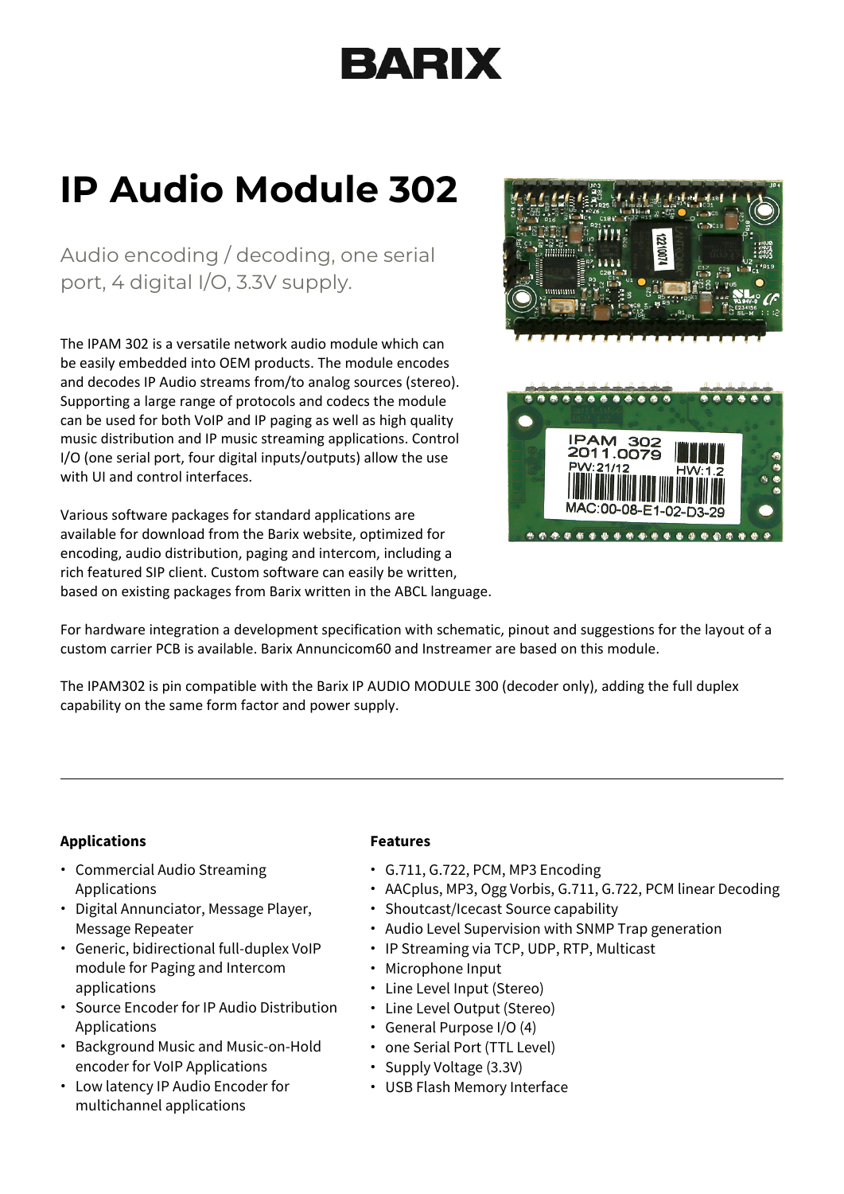BARIX

# IP Audio Module 302

Audio encoding / decoding, one serial port, 4 digital I/O, 3.3V supply.

The IPAM 302 is a versatile network audio module which can be easily embedded into OEM products. The module encodes and decodes IP Audio streams from/to analog sources (stereo). Supporting a large range of protocols and codecs the module can be used for both VoIP and IP paging as well as high quality music distribution and IP music streaming applications. Control I/O (one serial port, four digital inputs/outputs) allow the use with UI and control interfaces.

Various software packages for standard applications are available for download from the Barix website, optimized for encoding, audio distribution, paging and intercom, including a rich featured SIP client. Custom software can easily be written, based on existing packages from Barix written in the ABCL language.

For hardware integration a development specification with schematic, pinout and suggestions for the layout of a custom carrier PCB is available. Barix Annuncicom60 and Instreamer are based on this module.

The IPAM302 is pin compatible with the Barix IP AUDIO MODULE 300 (decoder only), adding the full duplex capability on the same form factor and power supply.

---

### Applications

- Commercial Audio Streaming Applications
- Digital Annunciator, Message Player, Message Repeater
- Generic, bidirectional full-duplex VoIP module for Paging and Intercom applications
- Source Encoder for IP Audio Distribution Applications
- Background Music and Music-on-Hold encoder for VoIP Applications
- Low latency IP Audio Encoder for multichannel applications

### Features

- G.711, G.722, PCM, MP3 Encoding
- AACplus, MP3, Ogg Vorbis, G.711, G.722, PCM linear Decoding
- Shoutcast/Icecast Source capability
- Audio Level Supervision with SNMP Trap generation
- IP Streaming via TCP, UDP, RTP, Multicast
- Microphone Input
- Line Level Input (Stereo)
- Line Level Output (Stereo)
- General Purpose I/O (4)
- one Serial Port (TTL Level)
- Supply Voltage (3.3V)
- USB Flash Memory Interface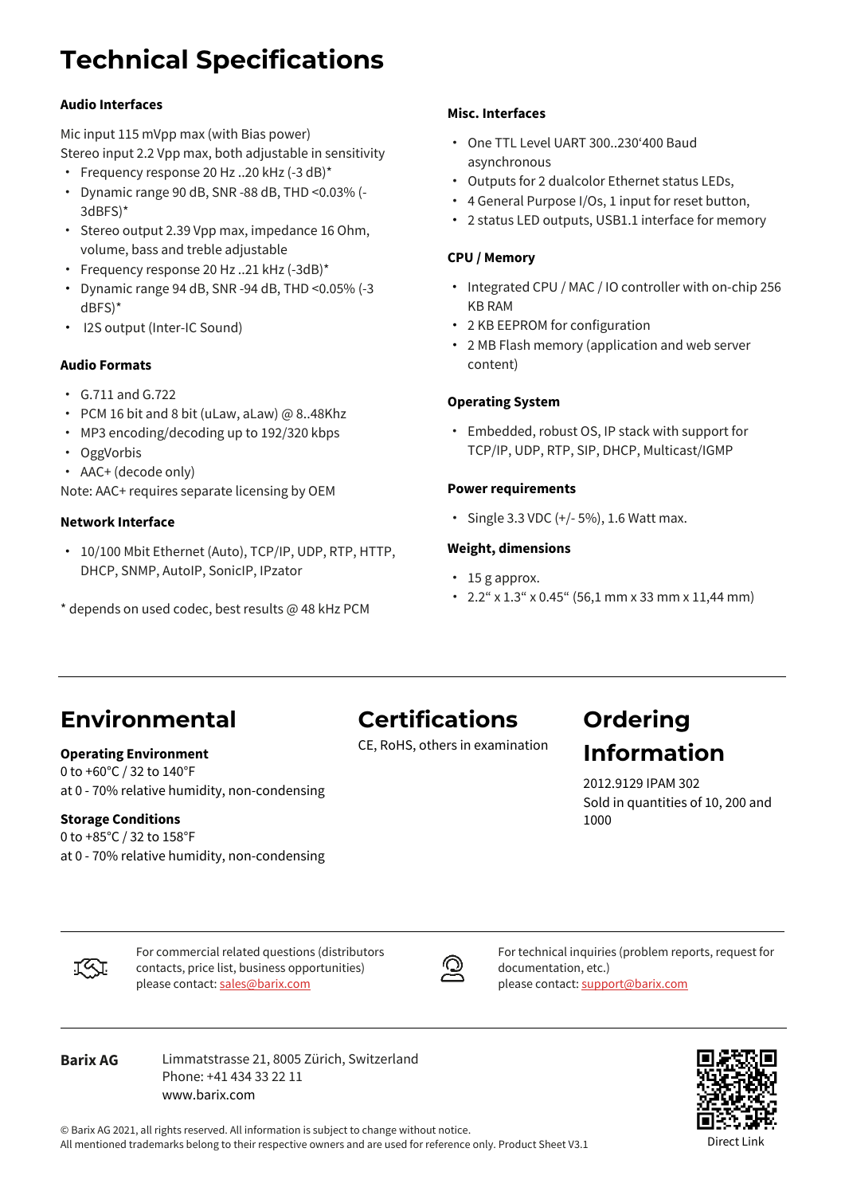# Technical Specifications

### Audio Interfaces

Mic input 115 mVpp max (with Bias power)
Stereo input 2.2 Vpp max, both adjustable in sensitivity

- Frequency response 20 Hz ..20 kHz (-3 dB)*
- Dynamic range 90 dB, SNR -88 dB, THD <0.03% (-3dBFS)*
- Stereo output 2.39 Vpp max, impedance 16 Ohm, volume, bass and treble adjustable
- Frequency response 20 Hz ..21 kHz (-3dB)*
- Dynamic range 94 dB, SNR -94 dB, THD <0.05% (-3 dBFS)*
- I2S output (Inter-IC Sound)

### Audio Formats

- G.711 and G.722
- PCM 16 bit and 8 bit (uLaw, aLaw) @ 8..48Khz
- MP3 encoding/decoding up to 192/320 kbps
- OggVorbis
- AAC+ (decode only)

Note: AAC+ requires separate licensing by OEM

### Network Interface

- 10/100 Mbit Ethernet (Auto), TCP/IP, UDP, RTP, HTTP, DHCP, SNMP, AutoIP, SonicIP, IPzator

* depends on used codec, best results @ 48 kHz PCM

### Misc. Interfaces

- One TTL Level UART 300..230‘400 Baud asynchronous
- Outputs for 2 dualcolor Ethernet status LEDs,
- 4 General Purpose I/Os, 1 input for reset button,
- 2 status LED outputs, USB1.1 interface for memory

### CPU / Memory

- Integrated CPU / MAC / IO controller with on-chip 256 KB RAM
- 2 KB EEPROM for configuration
- 2 MB Flash memory (application and web server content)

### Operating System

- Embedded, robust OS, IP stack with support for TCP/IP, UDP, RTP, SIP, DHCP, Multicast/IGMP

### Power requirements

- Single 3.3 VDC (+/- 5%), 1.6 Watt max.

### Weight, dimensions

- 15 g approx.
- 2.2“ x 1.3“ x 0.45“ (56,1 mm x 33 mm x 11,44 mm)

## Environmental

**Operating Environment**
0 to +60°C / 32 to 140°F
at 0 - 70% relative humidity, non-condensing

**Storage Conditions**
0 to +85°C / 32 to 158°F
at 0 - 70% relative humidity, non-condensing

## Certifications

CE, RoHS, others in examination

## Ordering Information

2012.9129 IPAM 302
Sold in quantities of 10, 200 and 1000

For commercial related questions (distributors contacts, price list, business opportunities)
please contact: sales@barix.com

For technical inquiries (problem reports, request for documentation, etc.)
please contact: support@barix.com

**Barix AG**

Limmatstrasse 21, 8005 Zürich, Switzerland
Phone: +41 434 33 22 11
www.barix.com

Direct Link

© Barix AG 2021, all rights reserved. All information is subject to change without notice.
All mentioned trademarks belong to their respective owners and are used for reference only. Product Sheet V3.1